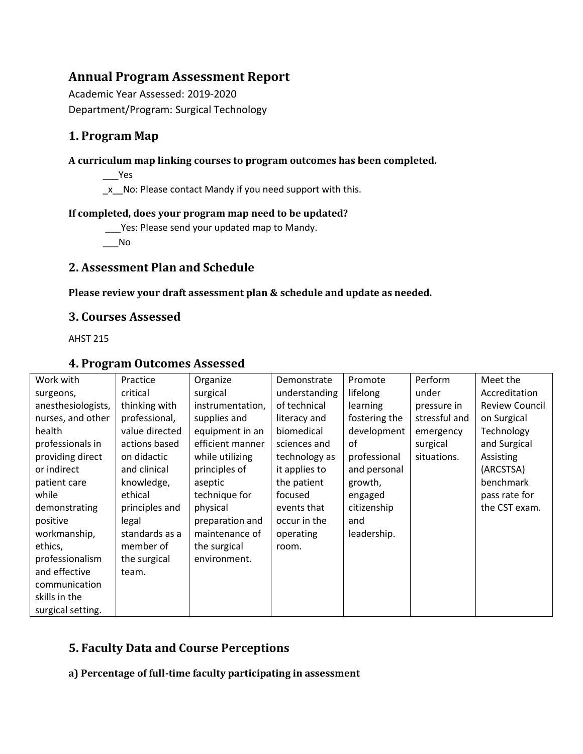# Annual Program Assessment Report

Academic Year Assessed: 2019-2020

Department/Program: Surgical Technology

## 1. Program Map

**A curriculum map linking courses to program outcomes has been completed.**

___Yes

_x__No: Please contact Mandy if you need support with this.

**If completed, does your program map need to be updated?**

___Yes: Please send your updated map to Mandy.

___No

## 2. Assessment Plan and Schedule

**Please review your draft assessment plan & schedule and update as needed.**

## 3. Courses Assessed

AHST 215

## 4. Program Outcomes Assessed

| Work with surgeons, anesthesiologists, nurses, and other health professionals in providing direct or indirect patient care while demonstrating positive workmanship, ethics, professionalism and effective communication skills in the surgical setting. | Practice critical thinking with professional, value directed actions based on didactic and clinical knowledge, ethical principles and legal standards as a member of the surgical team. | Organize surgical instrumentation, supplies and equipment in an efficient manner while utilizing principles of aseptic technique for physical preparation and maintenance of the surgical environment. | Demonstrate understanding of technical literacy and biomedical sciences and technology as it applies to the patient focused events that occur in the operating room. | Promote lifelong learning fostering the development of professional and personal growth, engaged citizenship and leadership. | Perform under pressure in stressful and emergency surgical situations. | Meet the Accreditation Review Council on Surgical Technology and Surgical Assisting (ARCSTSA) benchmark pass rate for the CST exam. |
|---|---|---|---|---|---|---|

## 5. Faculty Data and Course Perceptions

**a) Percentage of full-time faculty participating in assessment**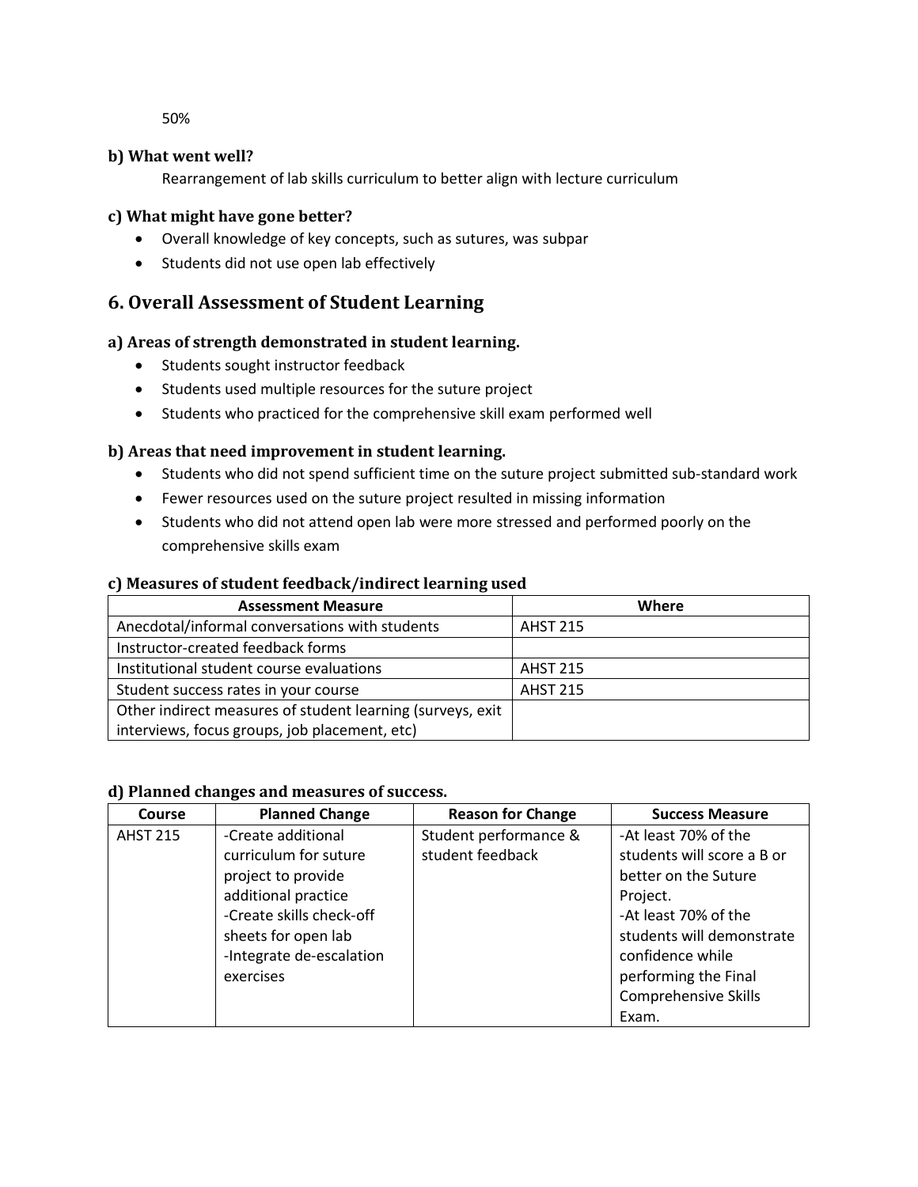50%

**b) What went well?**

Rearrangement of lab skills curriculum to better align with lecture curriculum

**c) What might have gone better?**

- Overall knowledge of key concepts, such as sutures, was subpar
- Students did not use open lab effectively

## 6. Overall Assessment of Student Learning

**a) Areas of strength demonstrated in student learning.**

- Students sought instructor feedback
- Students used multiple resources for the suture project
- Students who practiced for the comprehensive skill exam performed well

**b) Areas that need improvement in student learning.**

- Students who did not spend sufficient time on the suture project submitted sub-standard work
- Fewer resources used on the suture project resulted in missing information
- Students who did not attend open lab were more stressed and performed poorly on the comprehensive skills exam

**c) Measures of student feedback/indirect learning used**

| Assessment Measure | Where |
|---|---|
| Anecdotal/informal conversations with students | AHST 215 |
| Instructor-created feedback forms | |
| Institutional student course evaluations | AHST 215 |
| Student success rates in your course | AHST 215 |
| Other indirect measures of student learning (surveys, exit interviews, focus groups, job placement, etc) | |

**d) Planned changes and measures of success.**

| Course | Planned Change | Reason for Change | Success Measure |
|---|---|---|---|
| AHST 215 | -Create additional curriculum for suture project to provide additional practice<br>-Create skills check-off sheets for open lab<br>-Integrate de-escalation exercises | Student performance & student feedback | -At least 70% of the students will score a B or better on the Suture Project.<br>-At least 70% of the students will demonstrate confidence while performing the Final Comprehensive Skills Exam. |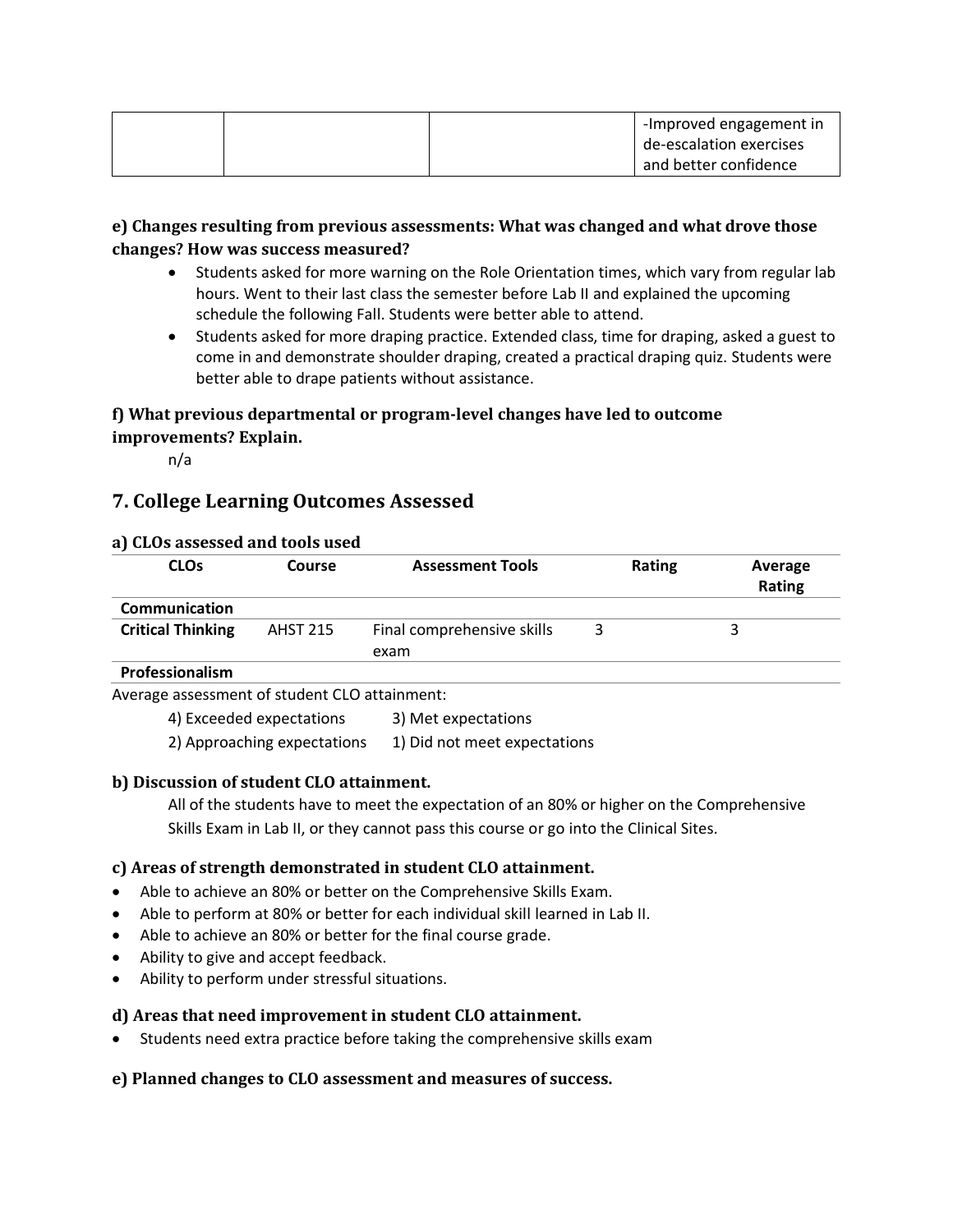|  |  |  | -Improved engagement in de-escalation exercises and better confidence |
|---|---|---|---|

**e) Changes resulting from previous assessments: What was changed and what drove those changes? How was success measured?**

- Students asked for more warning on the Role Orientation times, which vary from regular lab hours. Went to their last class the semester before Lab II and explained the upcoming schedule the following Fall. Students were better able to attend.
- Students asked for more draping practice. Extended class, time for draping, asked a guest to come in and demonstrate shoulder draping, created a practical draping quiz. Students were better able to drape patients without assistance.

**f) What previous departmental or program-level changes have led to outcome improvements? Explain.**

n/a

## 7. College Learning Outcomes Assessed

### a) CLOs assessed and tools used

| CLOs | Course | Assessment Tools | Rating | Average Rating |
|---|---|---|---|---|
| **Communication** | | | | |
| **Critical Thinking** | AHST 215 | Final comprehensive skills exam | 3 | 3 |
| **Professionalism** | | | | |

Average assessment of student CLO attainment:

4) Exceeded expectations 3) Met expectations

2) Approaching expectations 1) Did not meet expectations

### b) Discussion of student CLO attainment.

All of the students have to meet the expectation of an 80% or higher on the Comprehensive Skills Exam in Lab II, or they cannot pass this course or go into the Clinical Sites.

### c) Areas of strength demonstrated in student CLO attainment.

- Able to achieve an 80% or better on the Comprehensive Skills Exam.
- Able to perform at 80% or better for each individual skill learned in Lab II.
- Able to achieve an 80% or better for the final course grade.
- Ability to give and accept feedback.
- Ability to perform under stressful situations.

### d) Areas that need improvement in student CLO attainment.

- Students need extra practice before taking the comprehensive skills exam

### e) Planned changes to CLO assessment and measures of success.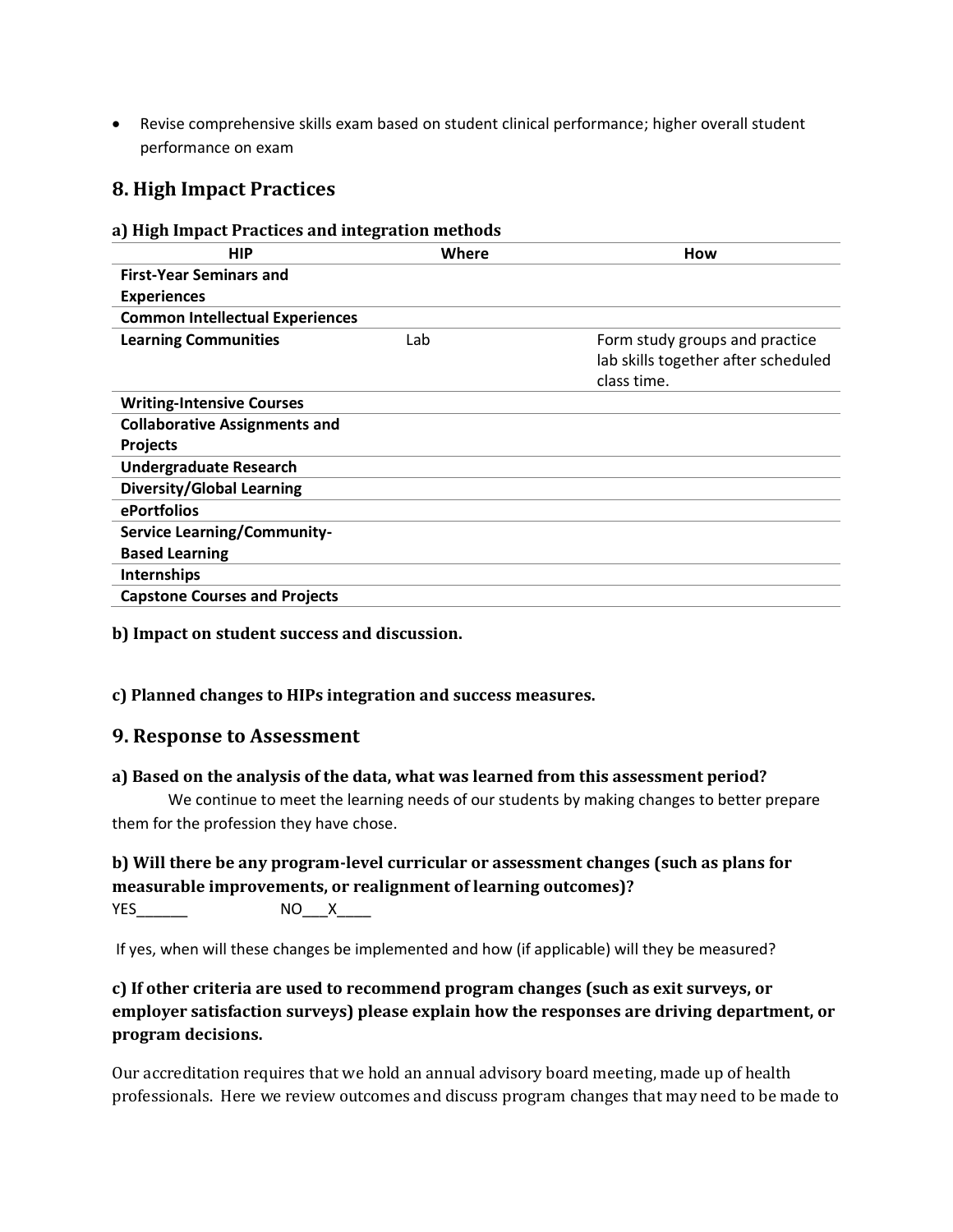- Revise comprehensive skills exam based on student clinical performance; higher overall student performance on exam

## 8. High Impact Practices

### a) High Impact Practices and integration methods

| HIP | Where | How |
|---|---|---|
| **First-Year Seminars and Experiences** | | |
| **Common Intellectual Experiences** | | |
| **Learning Communities** | Lab | Form study groups and practice lab skills together after scheduled class time. |
| **Writing-Intensive Courses** | | |
| **Collaborative Assignments and Projects** | | |
| **Undergraduate Research** | | |
| **Diversity/Global Learning** | | |
| **ePortfolios** | | |
| **Service Learning/Community-Based Learning** | | |
| **Internships** | | |
| **Capstone Courses and Projects** | | |

### b) Impact on student success and discussion.

### c) Planned changes to HIPs integration and success measures.

## 9. Response to Assessment

### a) Based on the analysis of the data, what was learned from this assessment period?

We continue to meet the learning needs of our students by making changes to better prepare them for the profession they have chose.

### b) Will there be any program-level curricular or assessment changes (such as plans for measurable improvements, or realignment of learning outcomes)?

YES______ NO___X____

If yes, when will these changes be implemented and how (if applicable) will they be measured?

### c) If other criteria are used to recommend program changes (such as exit surveys, or employer satisfaction surveys) please explain how the responses are driving department, or program decisions.

Our accreditation requires that we hold an annual advisory board meeting, made up of health professionals. Here we review outcomes and discuss program changes that may need to be made to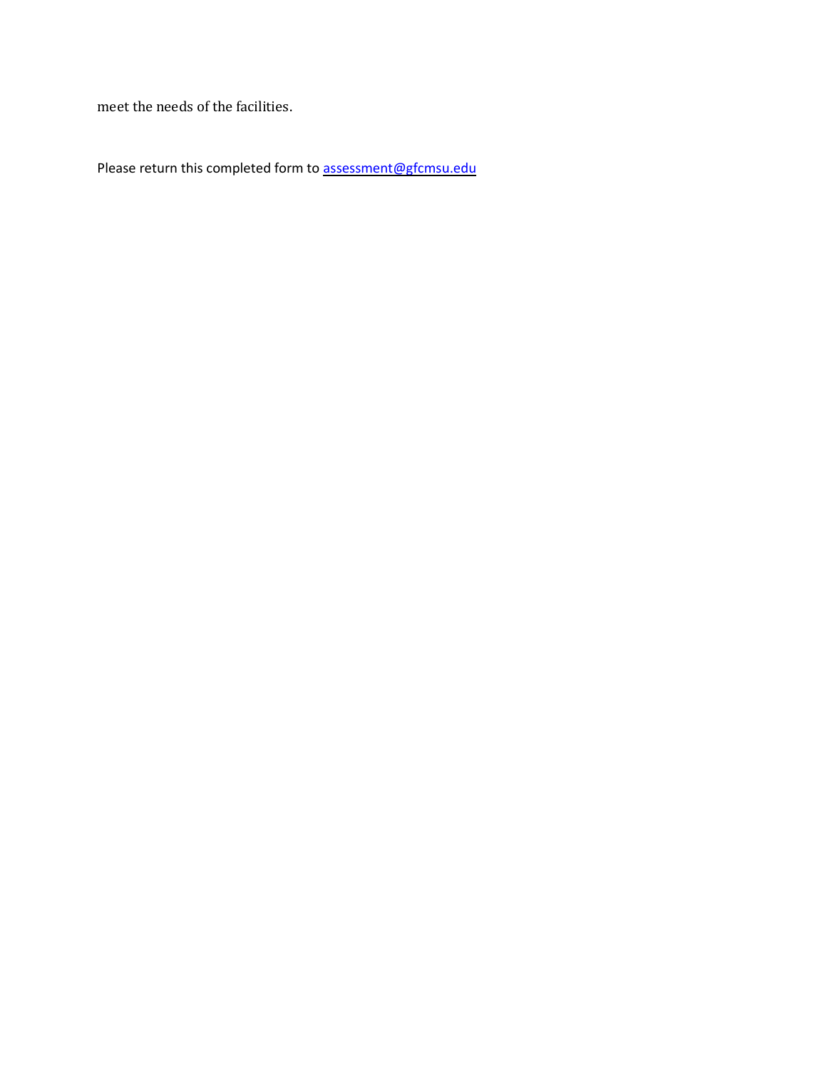meet the needs of the facilities.

Please return this completed form to [assessment@gfcmsu.edu](mailto:assessment@gfcmsu.edu)